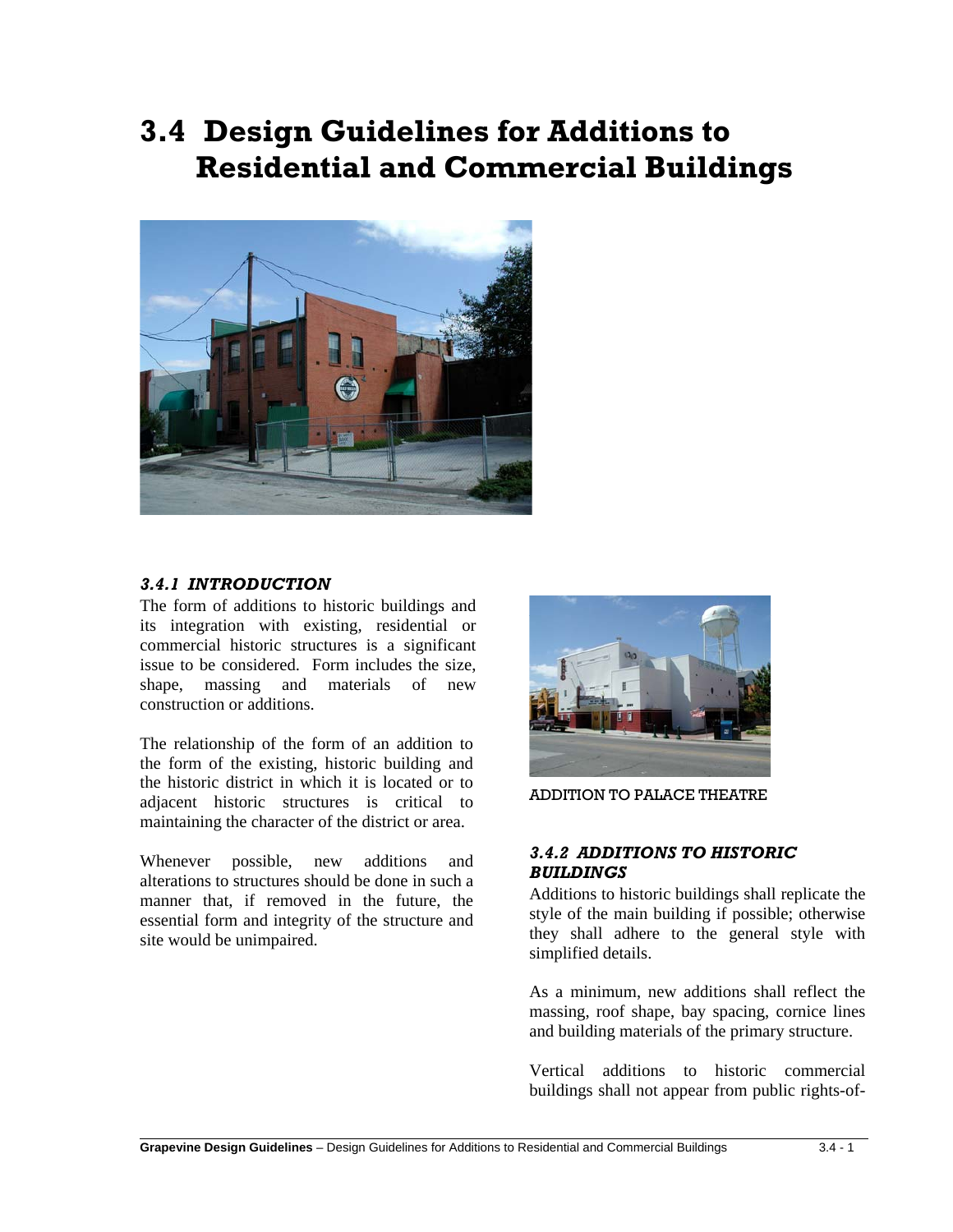# 3.4 Design Guidelines for Additions to Residential and Commercial Buildings

### *3.4.1 INTRODUCTION*

The form of additions to historic buildings and its integration with existing, residential or commercial historic structures is a significant issue to be considered. Form includes the size, shape, massing and materials of new construction or additions.

The relationship of the form of an addition to the form of the existing, historic building and the historic district in which it is located or to adjacent historic structures is critical to maintaining the character of the district or area.

Whenever possible, new additions and alterations to structures should be done in such a manner that, if removed in the future, the essential form and integrity of the structure and site would be unimpaired.

ADDITION TO PALACE THEATRE

### *3.4.2 ADDITIONS TO HISTORIC BUILDINGS*

Additions to historic buildings shall replicate the style of the main building if possible; otherwise they shall adhere to the general style with simplified details.

As a minimum, new additions shall reflect the massing, roof shape, bay spacing, cornice lines and building materials of the primary structure.

Vertical additions to historic commercial buildings shall not appear from public rights-of-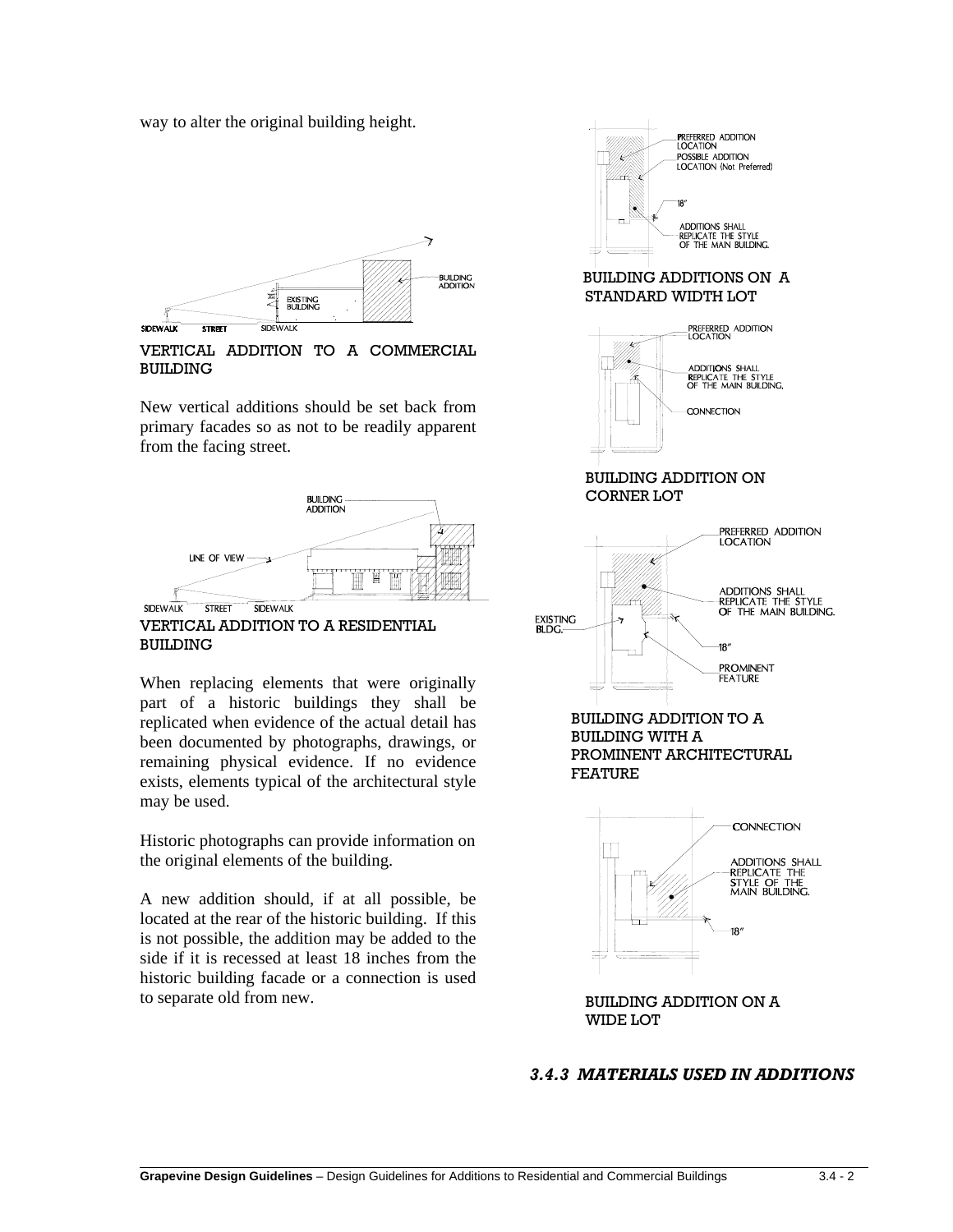way to alter the original building height.

VERTICAL ADDITION TO A COMMERCIAL BUILDING

New vertical additions should be set back from primary facades so as not to be readily apparent from the facing street.

VERTICAL ADDITION TO A RESIDENTIAL BUILDING

When replacing elements that were originally part of a historic buildings they shall be replicated when evidence of the actual detail has been documented by photographs, drawings, or remaining physical evidence. If no evidence exists, elements typical of the architectural style may be used.

Historic photographs can provide information on the original elements of the building.

A new addition should, if at all possible, be located at the rear of the historic building. If this is not possible, the addition may be added to the side if it is recessed at least 18 inches from the historic building facade or a connection is used to separate old from new.

BUILDING ADDITIONS ON A STANDARD WIDTH LOT

BUILDING ADDITION ON CORNER LOT

BUILDING ADDITION TO A BUILDING WITH A PROMINENT ARCHITECTURAL FEATURE

BUILDING ADDITION ON A WIDE LOT

### *3.4.3 MATERIALS USED IN ADDITIONS*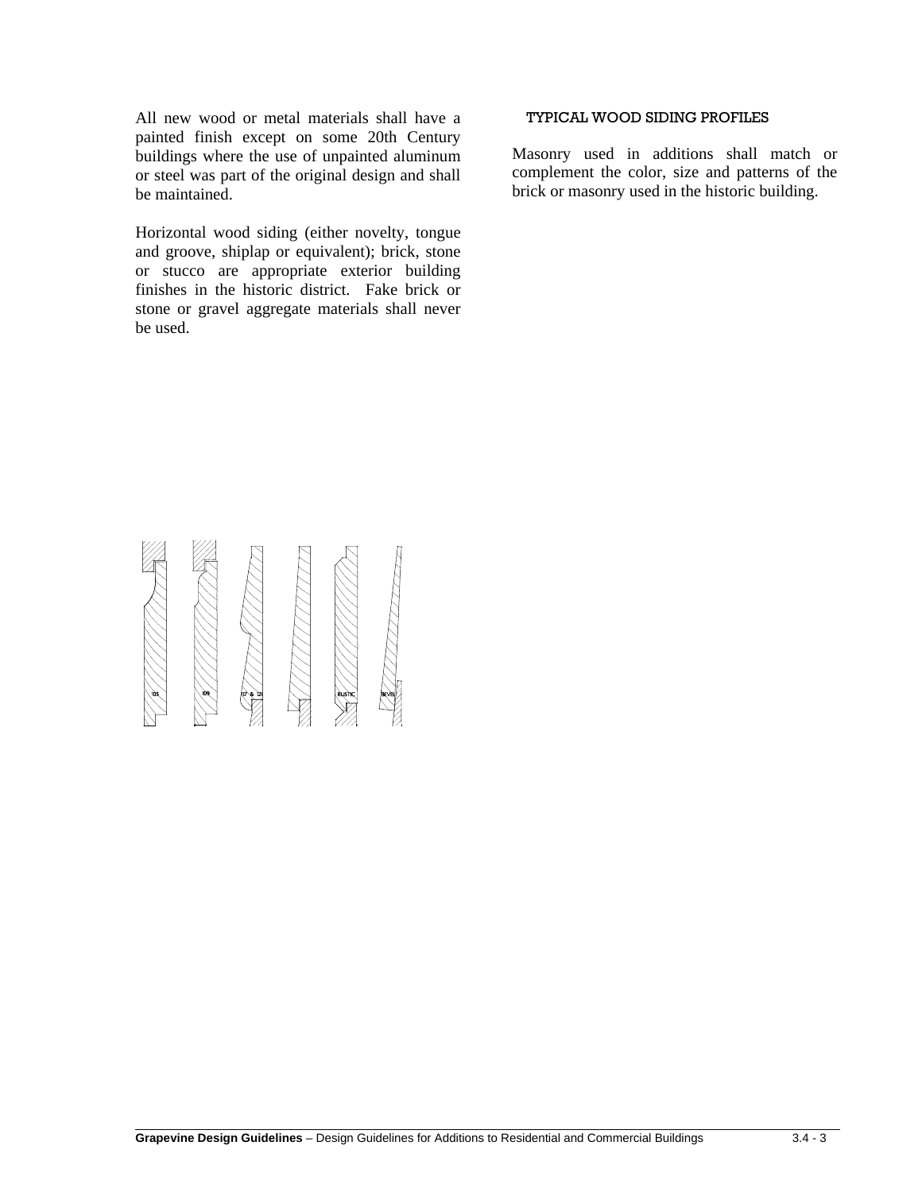All new wood or metal materials shall have a painted finish except on some 20th Century buildings where the use of unpainted aluminum or steel was part of the original design and shall be maintained.

Horizontal wood siding (either novelty, tongue and groove, shiplap or equivalent); brick, stone or stucco are appropriate exterior building finishes in the historic district. Fake brick or stone or gravel aggregate materials shall never be used.

TYPICAL WOOD SIDING PROFILES

Masonry used in additions shall match or complement the color, size and patterns of the brick or masonry used in the historic building.

105

109

117 & 121

RUSTIC

BEVEL